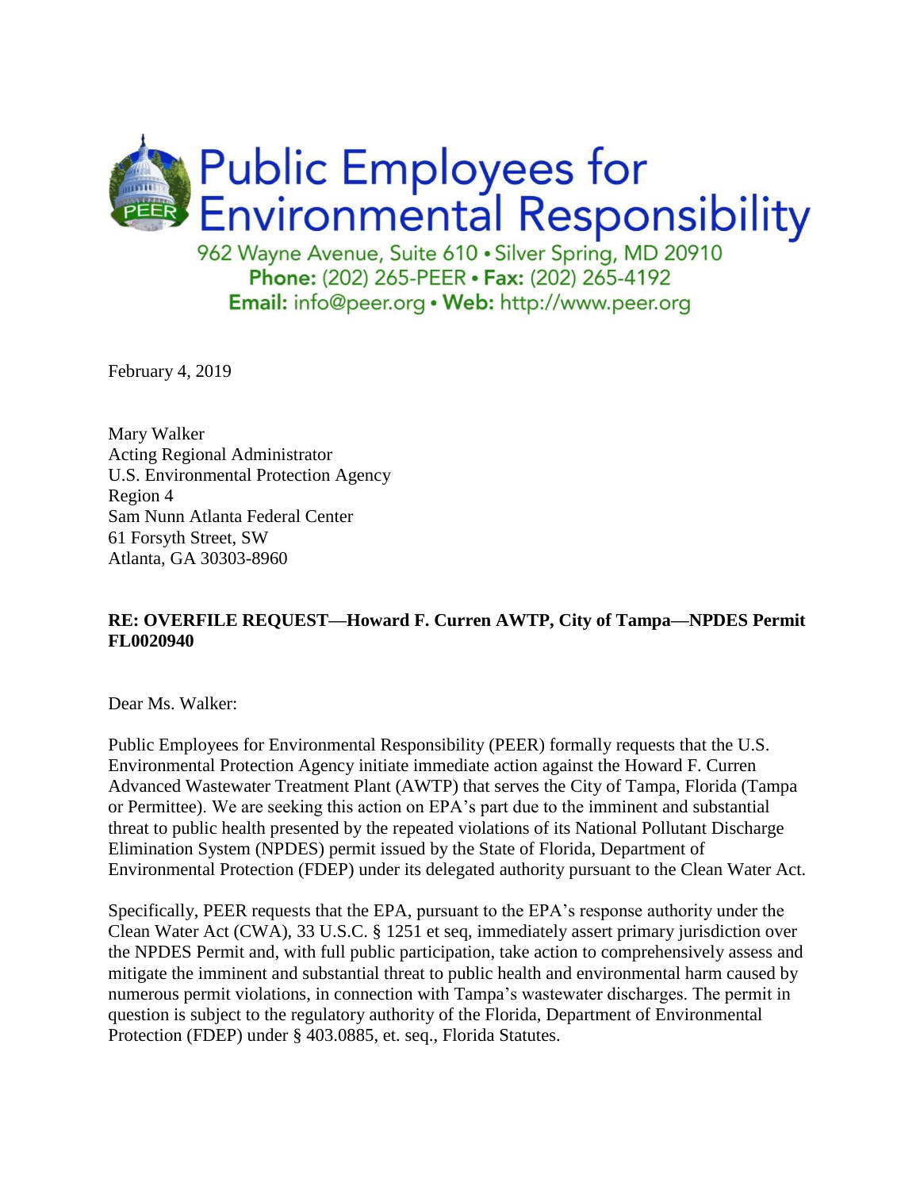# Public Employees for Environmental Responsibility

962 Wayne Avenue, Suite 610 • Silver Spring, MD 20910
**Phone:** (202) 265-PEER • **Fax:** (202) 265-4192
**Email:** info@peer.org • **Web:** http://www.peer.org

February 4, 2019

Mary Walker
Acting Regional Administrator
U.S. Environmental Protection Agency
Region 4
Sam Nunn Atlanta Federal Center
61 Forsyth Street, SW
Atlanta, GA 30303-8960

**RE: OVERFILE REQUEST—Howard F. Curren AWTP, City of Tampa—NPDES Permit FL0020940**

Dear Ms. Walker:

Public Employees for Environmental Responsibility (PEER) formally requests that the U.S. Environmental Protection Agency initiate immediate action against the Howard F. Curren Advanced Wastewater Treatment Plant (AWTP) that serves the City of Tampa, Florida (Tampa or Permittee). We are seeking this action on EPA's part due to the imminent and substantial threat to public health presented by the repeated violations of its National Pollutant Discharge Elimination System (NPDES) permit issued by the State of Florida, Department of Environmental Protection (FDEP) under its delegated authority pursuant to the Clean Water Act.

Specifically, PEER requests that the EPA, pursuant to the EPA's response authority under the Clean Water Act (CWA), 33 U.S.C. § 1251 et seq, immediately assert primary jurisdiction over the NPDES Permit and, with full public participation, take action to comprehensively assess and mitigate the imminent and substantial threat to public health and environmental harm caused by numerous permit violations, in connection with Tampa's wastewater discharges. The permit in question is subject to the regulatory authority of the Florida, Department of Environmental Protection (FDEP) under § 403.0885, et. seq., Florida Statutes.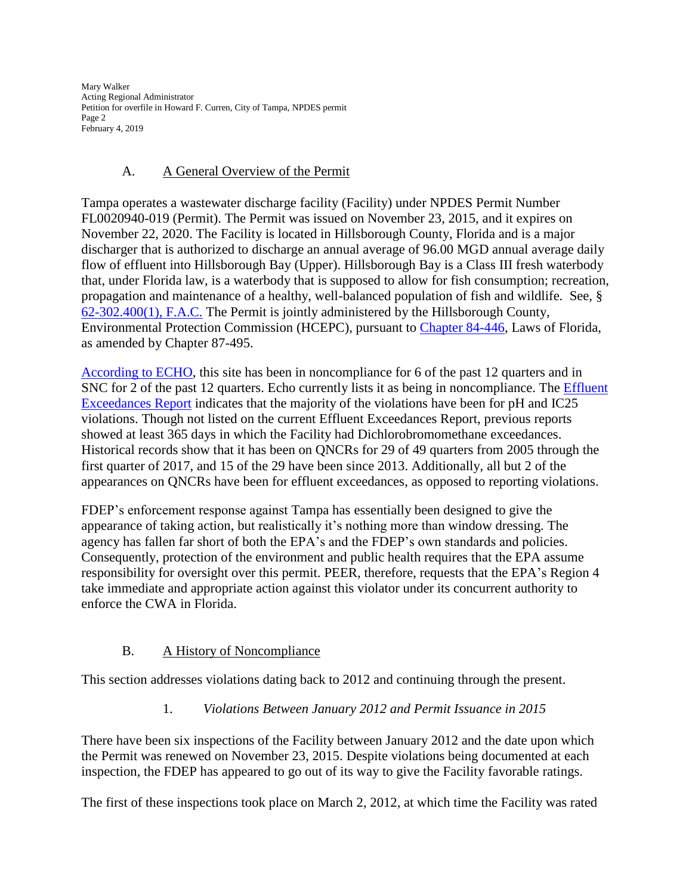## A. A General Overview of the Permit

Tampa operates a wastewater discharge facility (Facility) under NPDES Permit Number FL0020940-019 (Permit). The Permit was issued on November 23, 2015, and it expires on November 22, 2020. The Facility is located in Hillsborough County, Florida and is a major discharger that is authorized to discharge an annual average of 96.00 MGD annual average daily flow of effluent into Hillsborough Bay (Upper). Hillsborough Bay is a Class III fresh waterbody that, under Florida law, is a waterbody that is supposed to allow for fish consumption; recreation, propagation and maintenance of a healthy, well-balanced population of fish and wildlife. See, § 62-302.400(1), F.A.C. The Permit is jointly administered by the Hillsborough County, Environmental Protection Commission (HCEPC), pursuant to Chapter 84-446, Laws of Florida, as amended by Chapter 87-495.

According to ECHO, this site has been in noncompliance for 6 of the past 12 quarters and in SNC for 2 of the past 12 quarters. Echo currently lists it as being in noncompliance. The Effluent Exceedances Report indicates that the majority of the violations have been for pH and IC25 violations. Though not listed on the current Effluent Exceedances Report, previous reports showed at least 365 days in which the Facility had Dichlorobromomethane exceedances. Historical records show that it has been on QNCRs for 29 of 49 quarters from 2005 through the first quarter of 2017, and 15 of the 29 have been since 2013. Additionally, all but 2 of the appearances on QNCRs have been for effluent exceedances, as opposed to reporting violations.

FDEP's enforcement response against Tampa has essentially been designed to give the appearance of taking action, but realistically it's nothing more than window dressing. The agency has fallen far short of both the EPA's and the FDEP's own standards and policies. Consequently, protection of the environment and public health requires that the EPA assume responsibility for oversight over this permit. PEER, therefore, requests that the EPA's Region 4 take immediate and appropriate action against this violator under its concurrent authority to enforce the CWA in Florida.

## B. A History of Noncompliance

This section addresses violations dating back to 2012 and continuing through the present.

### 1. *Violations Between January 2012 and Permit Issuance in 2015*

There have been six inspections of the Facility between January 2012 and the date upon which the Permit was renewed on November 23, 2015. Despite violations being documented at each inspection, the FDEP has appeared to go out of its way to give the Facility favorable ratings.

The first of these inspections took place on March 2, 2012, at which time the Facility was rated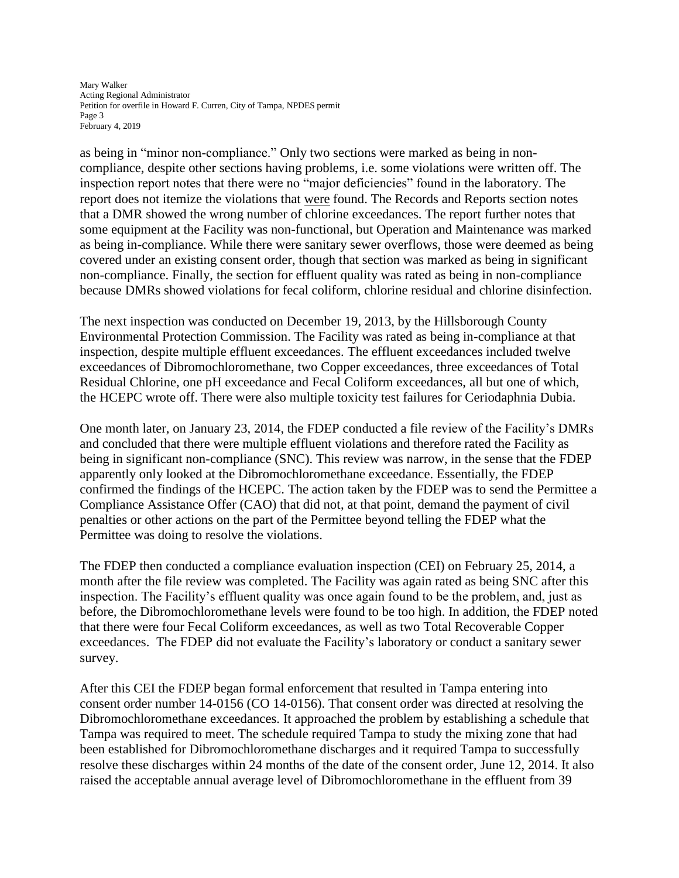as being in "minor non-compliance." Only two sections were marked as being in non-compliance, despite other sections having problems, i.e. some violations were written off. The inspection report notes that there were no "major deficiencies" found in the laboratory. The report does not itemize the violations that were found. The Records and Reports section notes that a DMR showed the wrong number of chlorine exceedances. The report further notes that some equipment at the Facility was non-functional, but Operation and Maintenance was marked as being in-compliance. While there were sanitary sewer overflows, those were deemed as being covered under an existing consent order, though that section was marked as being in significant non-compliance. Finally, the section for effluent quality was rated as being in non-compliance because DMRs showed violations for fecal coliform, chlorine residual and chlorine disinfection.

The next inspection was conducted on December 19, 2013, by the Hillsborough County Environmental Protection Commission. The Facility was rated as being in-compliance at that inspection, despite multiple effluent exceedances. The effluent exceedances included twelve exceedances of Dibromochloromethane, two Copper exceedances, three exceedances of Total Residual Chlorine, one pH exceedance and Fecal Coliform exceedances, all but one of which, the HCEPC wrote off. There were also multiple toxicity test failures for Ceriodaphnia Dubia.

One month later, on January 23, 2014, the FDEP conducted a file review of the Facility's DMRs and concluded that there were multiple effluent violations and therefore rated the Facility as being in significant non-compliance (SNC). This review was narrow, in the sense that the FDEP apparently only looked at the Dibromochloromethane exceedance. Essentially, the FDEP confirmed the findings of the HCEPC. The action taken by the FDEP was to send the Permittee a Compliance Assistance Offer (CAO) that did not, at that point, demand the payment of civil penalties or other actions on the part of the Permittee beyond telling the FDEP what the Permittee was doing to resolve the violations.

The FDEP then conducted a compliance evaluation inspection (CEI) on February 25, 2014, a month after the file review was completed. The Facility was again rated as being SNC after this inspection. The Facility's effluent quality was once again found to be the problem, and, just as before, the Dibromochloromethane levels were found to be too high. In addition, the FDEP noted that there were four Fecal Coliform exceedances, as well as two Total Recoverable Copper exceedances. The FDEP did not evaluate the Facility's laboratory or conduct a sanitary sewer survey.

After this CEI the FDEP began formal enforcement that resulted in Tampa entering into consent order number 14-0156 (CO 14-0156). That consent order was directed at resolving the Dibromochloromethane exceedances. It approached the problem by establishing a schedule that Tampa was required to meet. The schedule required Tampa to study the mixing zone that had been established for Dibromochloromethane discharges and it required Tampa to successfully resolve these discharges within 24 months of the date of the consent order, June 12, 2014. It also raised the acceptable annual average level of Dibromochloromethane in the effluent from 39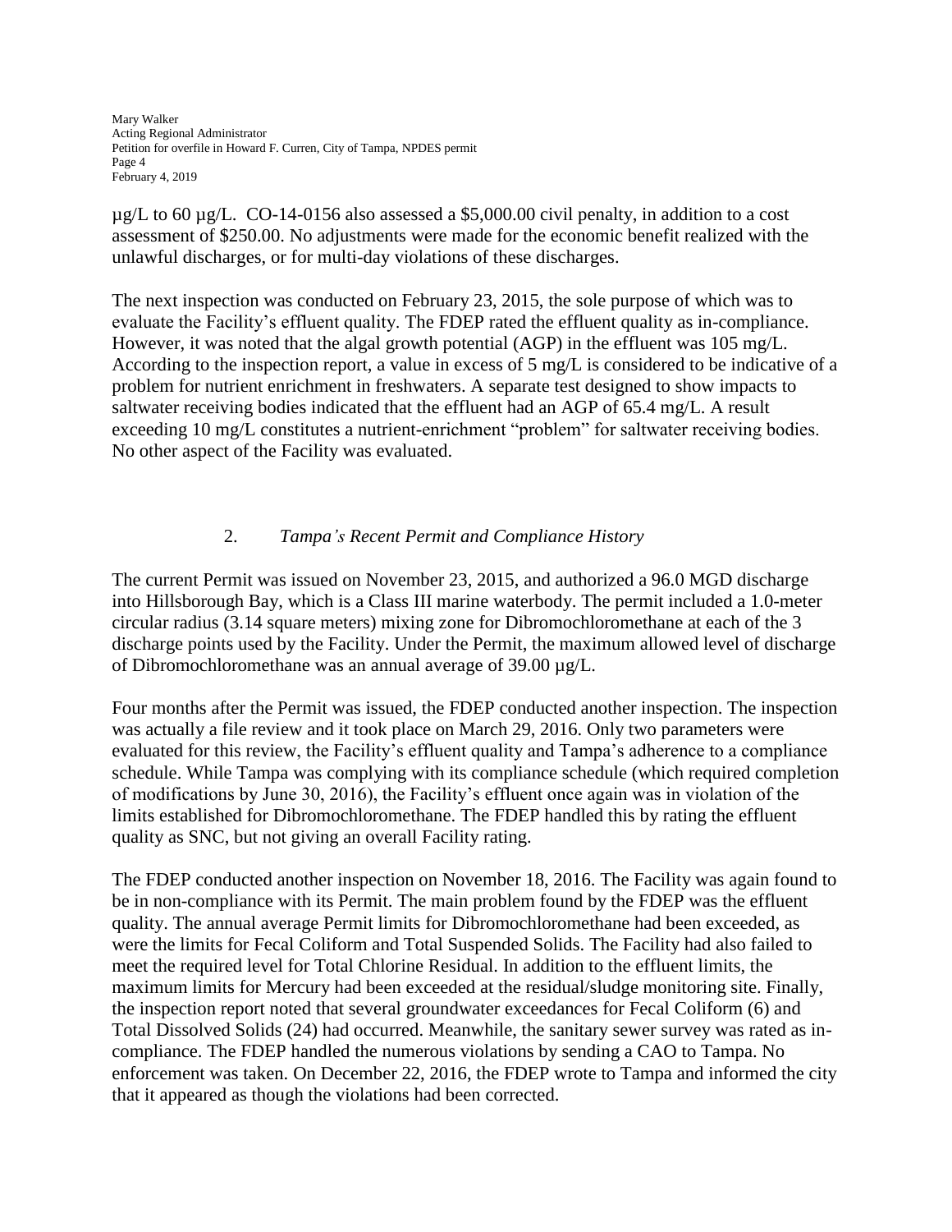µg/L to 60 µg/L. CO-14-0156 also assessed a $5,000.00 civil penalty, in addition to a cost assessment of $250.00. No adjustments were made for the economic benefit realized with the unlawful discharges, or for multi-day violations of these discharges.

The next inspection was conducted on February 23, 2015, the sole purpose of which was to evaluate the Facility's effluent quality. The FDEP rated the effluent quality as in-compliance. However, it was noted that the algal growth potential (AGP) in the effluent was 105 mg/L. According to the inspection report, a value in excess of 5 mg/L is considered to be indicative of a problem for nutrient enrichment in freshwaters. A separate test designed to show impacts to saltwater receiving bodies indicated that the effluent had an AGP of 65.4 mg/L. A result exceeding 10 mg/L constitutes a nutrient-enrichment "problem" for saltwater receiving bodies. No other aspect of the Facility was evaluated.

### 2. *Tampa's Recent Permit and Compliance History*

The current Permit was issued on November 23, 2015, and authorized a 96.0 MGD discharge into Hillsborough Bay, which is a Class III marine waterbody. The permit included a 1.0-meter circular radius (3.14 square meters) mixing zone for Dibromochloromethane at each of the 3 discharge points used by the Facility. Under the Permit, the maximum allowed level of discharge of Dibromochloromethane was an annual average of 39.00 µg/L.

Four months after the Permit was issued, the FDEP conducted another inspection. The inspection was actually a file review and it took place on March 29, 2016. Only two parameters were evaluated for this review, the Facility's effluent quality and Tampa's adherence to a compliance schedule. While Tampa was complying with its compliance schedule (which required completion of modifications by June 30, 2016), the Facility's effluent once again was in violation of the limits established for Dibromochloromethane. The FDEP handled this by rating the effluent quality as SNC, but not giving an overall Facility rating.

The FDEP conducted another inspection on November 18, 2016. The Facility was again found to be in non-compliance with its Permit. The main problem found by the FDEP was the effluent quality. The annual average Permit limits for Dibromochloromethane had been exceeded, as were the limits for Fecal Coliform and Total Suspended Solids. The Facility had also failed to meet the required level for Total Chlorine Residual. In addition to the effluent limits, the maximum limits for Mercury had been exceeded at the residual/sludge monitoring site. Finally, the inspection report noted that several groundwater exceedances for Fecal Coliform (6) and Total Dissolved Solids (24) had occurred. Meanwhile, the sanitary sewer survey was rated as in-compliance. The FDEP handled the numerous violations by sending a CAO to Tampa. No enforcement was taken. On December 22, 2016, the FDEP wrote to Tampa and informed the city that it appeared as though the violations had been corrected.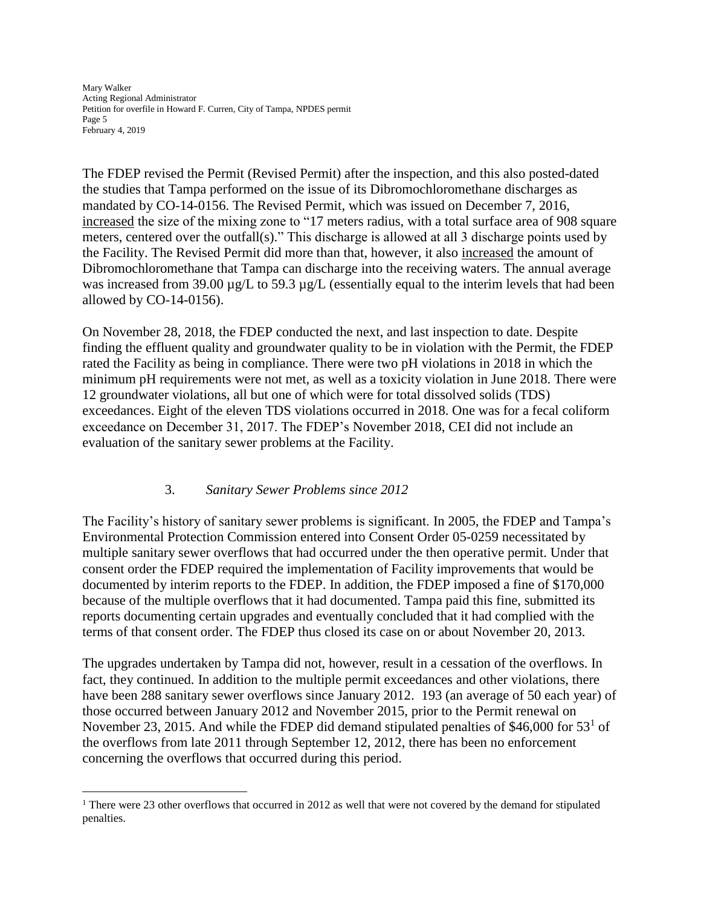The FDEP revised the Permit (Revised Permit) after the inspection, and this also posted-dated the studies that Tampa performed on the issue of its Dibromochloromethane discharges as mandated by CO-14-0156. The Revised Permit, which was issued on December 7, 2016, <u>increased</u> the size of the mixing zone to "17 meters radius, with a total surface area of 908 square meters, centered over the outfall(s)." This discharge is allowed at all 3 discharge points used by the Facility. The Revised Permit did more than that, however, it also <u>increased</u> the amount of Dibromochloromethane that Tampa can discharge into the receiving waters. The annual average was increased from 39.00 µg/L to 59.3 µg/L (essentially equal to the interim levels that had been allowed by CO-14-0156).

On November 28, 2018, the FDEP conducted the next, and last inspection to date. Despite finding the effluent quality and groundwater quality to be in violation with the Permit, the FDEP rated the Facility as being in compliance. There were two pH violations in 2018 in which the minimum pH requirements were not met, as well as a toxicity violation in June 2018. There were 12 groundwater violations, all but one of which were for total dissolved solids (TDS) exceedances. Eight of the eleven TDS violations occurred in 2018. One was for a fecal coliform exceedance on December 31, 2017. The FDEP's November 2018, CEI did not include an evaluation of the sanitary sewer problems at the Facility.

### 3. *Sanitary Sewer Problems since 2012*

The Facility's history of sanitary sewer problems is significant. In 2005, the FDEP and Tampa's Environmental Protection Commission entered into Consent Order 05-0259 necessitated by multiple sanitary sewer overflows that had occurred under the then operative permit. Under that consent order the FDEP required the implementation of Facility improvements that would be documented by interim reports to the FDEP. In addition, the FDEP imposed a fine of $170,000 because of the multiple overflows that it had documented. Tampa paid this fine, submitted its reports documenting certain upgrades and eventually concluded that it had complied with the terms of that consent order. The FDEP thus closed its case on or about November 20, 2013.

The upgrades undertaken by Tampa did not, however, result in a cessation of the overflows. In fact, they continued. In addition to the multiple permit exceedances and other violations, there have been 288 sanitary sewer overflows since January 2012. 193 (an average of 50 each year) of those occurred between January 2012 and November 2015, prior to the Permit renewal on November 23, 2015. And while the FDEP did demand stipulated penalties of $46,000 for 53[1] of the overflows from late 2011 through September 12, 2012, there has been no enforcement concerning the overflows that occurred during this period.

[1] There were 23 other overflows that occurred in 2012 as well that were not covered by the demand for stipulated penalties.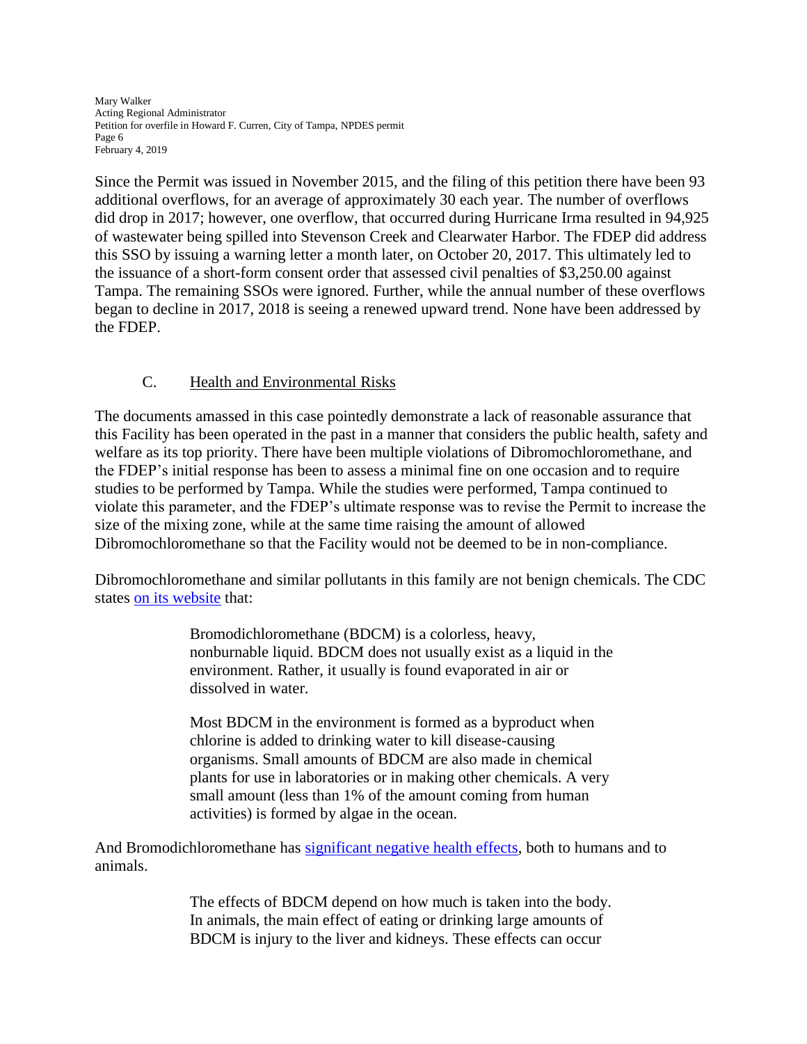Since the Permit was issued in November 2015, and the filing of this petition there have been 93 additional overflows, for an average of approximately 30 each year. The number of overflows did drop in 2017; however, one overflow, that occurred during Hurricane Irma resulted in 94,925 of wastewater being spilled into Stevenson Creek and Clearwater Harbor. The FDEP did address this SSO by issuing a warning letter a month later, on October 20, 2017. This ultimately led to the issuance of a short-form consent order that assessed civil penalties of $3,250.00 against Tampa. The remaining SSOs were ignored. Further, while the annual number of these overflows began to decline in 2017, 2018 is seeing a renewed upward trend. None have been addressed by the FDEP.

## C. Health and Environmental Risks

The documents amassed in this case pointedly demonstrate a lack of reasonable assurance that this Facility has been operated in the past in a manner that considers the public health, safety and welfare as its top priority. There have been multiple violations of Dibromochloromethane, and the FDEP's initial response has been to assess a minimal fine on one occasion and to require studies to be performed by Tampa. While the studies were performed, Tampa continued to violate this parameter, and the FDEP's ultimate response was to revise the Permit to increase the size of the mixing zone, while at the same time raising the amount of allowed Dibromochloromethane so that the Facility would not be deemed to be in non-compliance.

Dibromochloromethane and similar pollutants in this family are not benign chemicals. The CDC states on its website that:

> Bromodichloromethane (BDCM) is a colorless, heavy, nonburnable liquid. BDCM does not usually exist as a liquid in the environment. Rather, it usually is found evaporated in air or dissolved in water.
>
> Most BDCM in the environment is formed as a byproduct when chlorine is added to drinking water to kill disease-causing organisms. Small amounts of BDCM are also made in chemical plants for use in laboratories or in making other chemicals. A very small amount (less than 1% of the amount coming from human activities) is formed by algae in the ocean.

And Bromodichloromethane has significant negative health effects, both to humans and to animals.

> The effects of BDCM depend on how much is taken into the body. In animals, the main effect of eating or drinking large amounts of BDCM is injury to the liver and kidneys. These effects can occur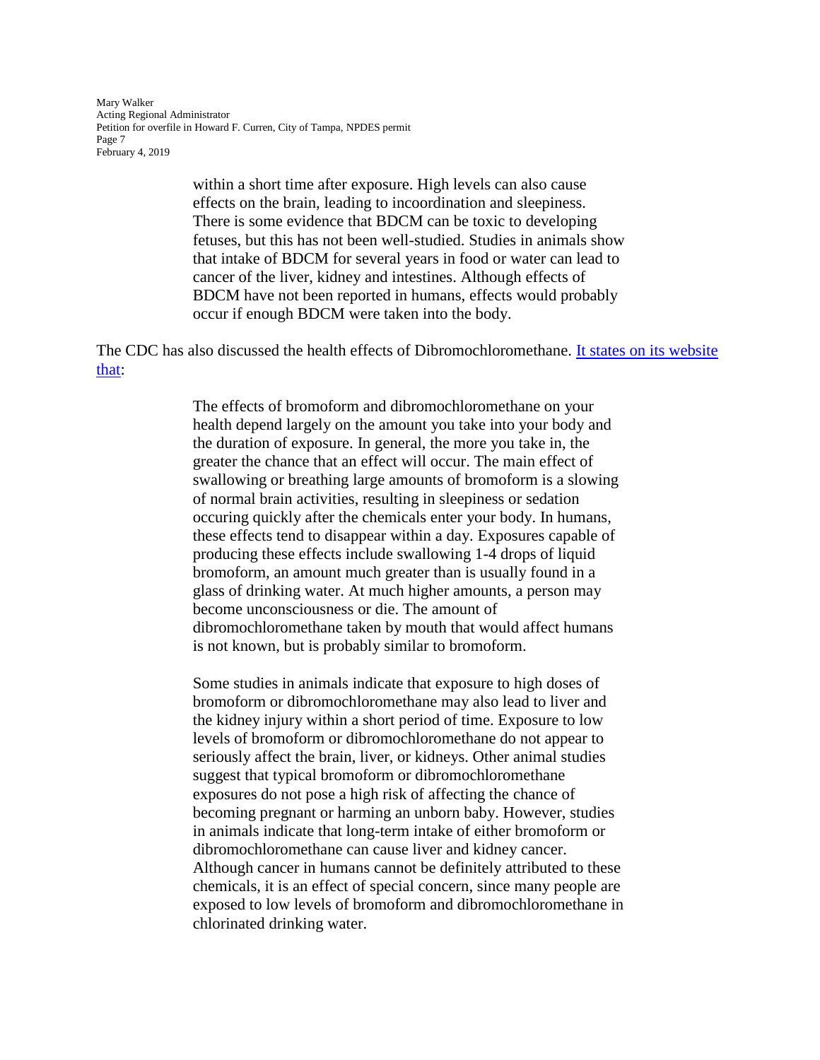> within a short time after exposure. High levels can also cause effects on the brain, leading to incoordination and sleepiness. There is some evidence that BDCM can be toxic to developing fetuses, but this has not been well-studied. Studies in animals show that intake of BDCM for several years in food or water can lead to cancer of the liver, kidney and intestines. Although effects of BDCM have not been reported in humans, effects would probably occur if enough BDCM were taken into the body.

The CDC has also discussed the health effects of Dibromochloromethane. It states on its website that:

> The effects of bromoform and dibromochloromethane on your health depend largely on the amount you take into your body and the duration of exposure. In general, the more you take in, the greater the chance that an effect will occur. The main effect of swallowing or breathing large amounts of bromoform is a slowing of normal brain activities, resulting in sleepiness or sedation occuring quickly after the chemicals enter your body. In humans, these effects tend to disappear within a day. Exposures capable of producing these effects include swallowing 1-4 drops of liquid bromoform, an amount much greater than is usually found in a glass of drinking water. At much higher amounts, a person may become unconsciousness or die. The amount of dibromochloromethane taken by mouth that would affect humans is not known, but is probably similar to bromoform.
>
> Some studies in animals indicate that exposure to high doses of bromoform or dibromochloromethane may also lead to liver and the kidney injury within a short period of time. Exposure to low levels of bromoform or dibromochloromethane do not appear to seriously affect the brain, liver, or kidneys. Other animal studies suggest that typical bromoform or dibromochloromethane exposures do not pose a high risk of affecting the chance of becoming pregnant or harming an unborn baby. However, studies in animals indicate that long-term intake of either bromoform or dibromochloromethane can cause liver and kidney cancer. Although cancer in humans cannot be definitely attributed to these chemicals, it is an effect of special concern, since many people are exposed to low levels of bromoform and dibromochloromethane in chlorinated drinking water.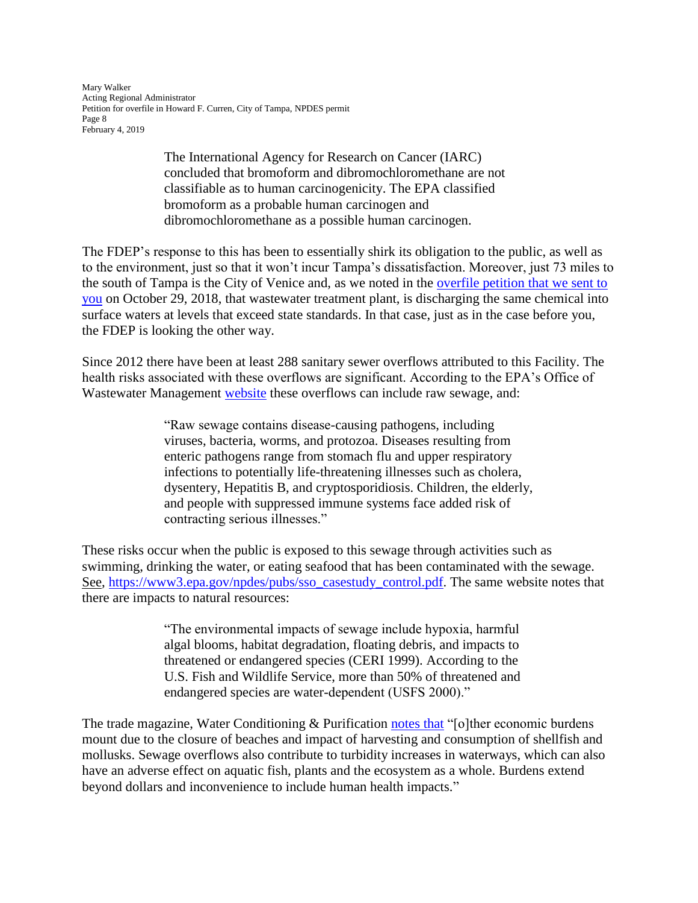> The International Agency for Research on Cancer (IARC) concluded that bromoform and dibromochloromethane are not classifiable as to human carcinogenicity. The EPA classified bromoform as a probable human carcinogen and dibromochloromethane as a possible human carcinogen.

The FDEP's response to this has been to essentially shirk its obligation to the public, as well as to the environment, just so that it won't incur Tampa's dissatisfaction. Moreover, just 73 miles to the south of Tampa is the City of Venice and, as we noted in the overfile petition that we sent to you on October 29, 2018, that wastewater treatment plant, is discharging the same chemical into surface waters at levels that exceed state standards. In that case, just as in the case before you, the FDEP is looking the other way.

Since 2012 there have been at least 288 sanitary sewer overflows attributed to this Facility. The health risks associated with these overflows are significant. According to the EPA's Office of Wastewater Management website these overflows can include raw sewage, and:

> "Raw sewage contains disease-causing pathogens, including viruses, bacteria, worms, and protozoa. Diseases resulting from enteric pathogens range from stomach flu and upper respiratory infections to potentially life-threatening illnesses such as cholera, dysentery, Hepatitis B, and cryptosporidiosis. Children, the elderly, and people with suppressed immune systems face added risk of contracting serious illnesses."

These risks occur when the public is exposed to this sewage through activities such as swimming, drinking the water, or eating seafood that has been contaminated with the sewage. See, https://www3.epa.gov/npdes/pubs/sso_casestudy_control.pdf. The same website notes that there are impacts to natural resources:

> "The environmental impacts of sewage include hypoxia, harmful algal blooms, habitat degradation, floating debris, and impacts to threatened or endangered species (CERI 1999). According to the U.S. Fish and Wildlife Service, more than 50% of threatened and endangered species are water-dependent (USFS 2000)."

The trade magazine, Water Conditioning & Purification notes that "[o]ther economic burdens mount due to the closure of beaches and impact of harvesting and consumption of shellfish and mollusks. Sewage overflows also contribute to turbidity increases in waterways, which can also have an adverse effect on aquatic fish, plants and the ecosystem as a whole. Burdens extend beyond dollars and inconvenience to include human health impacts."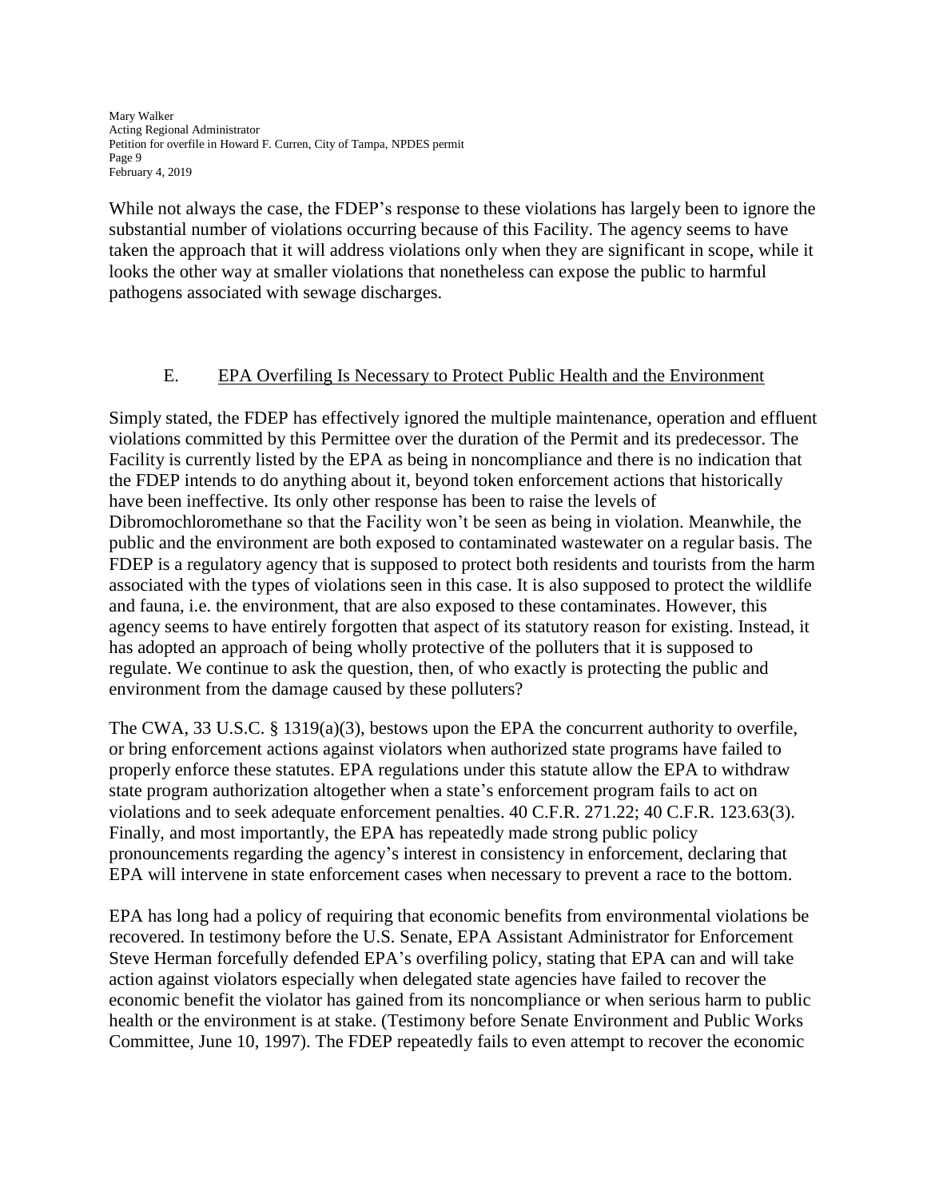While not always the case, the FDEP's response to these violations has largely been to ignore the substantial number of violations occurring because of this Facility. The agency seems to have taken the approach that it will address violations only when they are significant in scope, while it looks the other way at smaller violations that nonetheless can expose the public to harmful pathogens associated with sewage discharges.

## E. EPA Overfiling Is Necessary to Protect Public Health and the Environment

Simply stated, the FDEP has effectively ignored the multiple maintenance, operation and effluent violations committed by this Permittee over the duration of the Permit and its predecessor. The Facility is currently listed by the EPA as being in noncompliance and there is no indication that the FDEP intends to do anything about it, beyond token enforcement actions that historically have been ineffective. Its only other response has been to raise the levels of Dibromochloromethane so that the Facility won't be seen as being in violation. Meanwhile, the public and the environment are both exposed to contaminated wastewater on a regular basis. The FDEP is a regulatory agency that is supposed to protect both residents and tourists from the harm associated with the types of violations seen in this case. It is also supposed to protect the wildlife and fauna, i.e. the environment, that are also exposed to these contaminates. However, this agency seems to have entirely forgotten that aspect of its statutory reason for existing. Instead, it has adopted an approach of being wholly protective of the polluters that it is supposed to regulate. We continue to ask the question, then, of who exactly is protecting the public and environment from the damage caused by these polluters?

The CWA, 33 U.S.C. § 1319(a)(3), bestows upon the EPA the concurrent authority to overfile, or bring enforcement actions against violators when authorized state programs have failed to properly enforce these statutes. EPA regulations under this statute allow the EPA to withdraw state program authorization altogether when a state's enforcement program fails to act on violations and to seek adequate enforcement penalties. 40 C.F.R. 271.22; 40 C.F.R. 123.63(3). Finally, and most importantly, the EPA has repeatedly made strong public policy pronouncements regarding the agency's interest in consistency in enforcement, declaring that EPA will intervene in state enforcement cases when necessary to prevent a race to the bottom.

EPA has long had a policy of requiring that economic benefits from environmental violations be recovered. In testimony before the U.S. Senate, EPA Assistant Administrator for Enforcement Steve Herman forcefully defended EPA's overfiling policy, stating that EPA can and will take action against violators especially when delegated state agencies have failed to recover the economic benefit the violator has gained from its noncompliance or when serious harm to public health or the environment is at stake. (Testimony before Senate Environment and Public Works Committee, June 10, 1997). The FDEP repeatedly fails to even attempt to recover the economic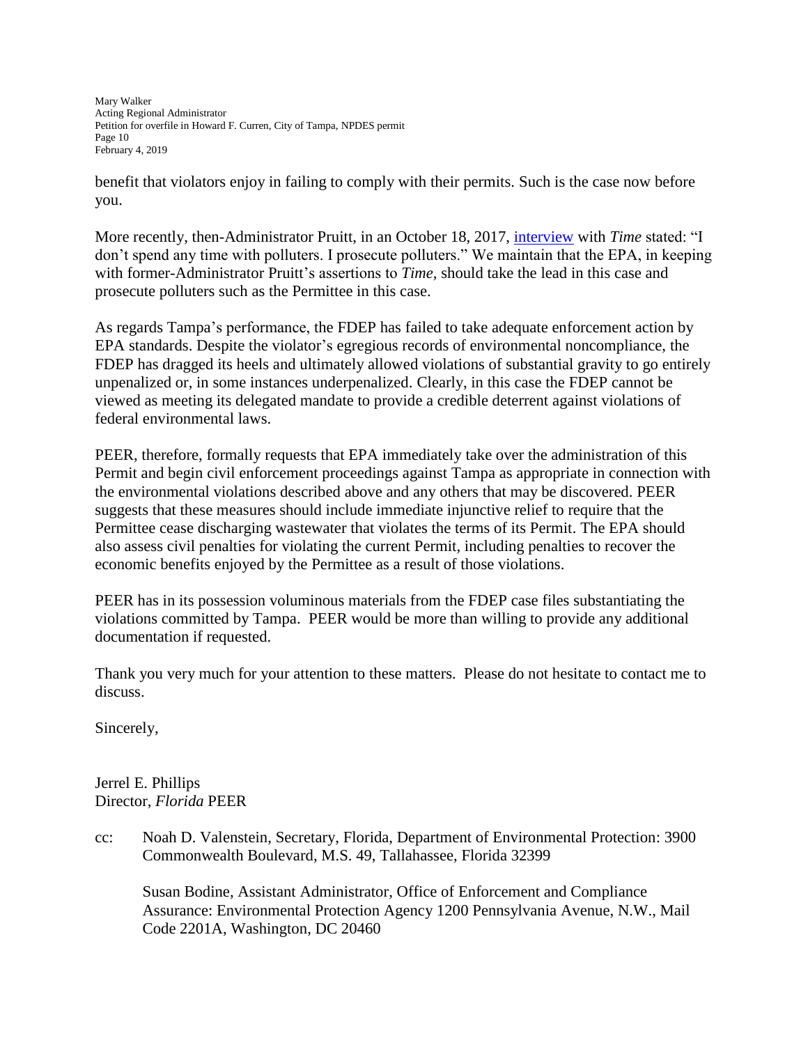benefit that violators enjoy in failing to comply with their permits. Such is the case now before you.

More recently, then-Administrator Pruitt, in an October 18, 2017, interview with *Time* stated: "I don't spend any time with polluters. I prosecute polluters." We maintain that the EPA, in keeping with former-Administrator Pruitt's assertions to *Time,* should take the lead in this case and prosecute polluters such as the Permittee in this case.

As regards Tampa's performance, the FDEP has failed to take adequate enforcement action by EPA standards. Despite the violator's egregious records of environmental noncompliance, the FDEP has dragged its heels and ultimately allowed violations of substantial gravity to go entirely unpenalized or, in some instances underpenalized. Clearly, in this case the FDEP cannot be viewed as meeting its delegated mandate to provide a credible deterrent against violations of federal environmental laws.

PEER, therefore, formally requests that EPA immediately take over the administration of this Permit and begin civil enforcement proceedings against Tampa as appropriate in connection with the environmental violations described above and any others that may be discovered. PEER suggests that these measures should include immediate injunctive relief to require that the Permittee cease discharging wastewater that violates the terms of its Permit. The EPA should also assess civil penalties for violating the current Permit, including penalties to recover the economic benefits enjoyed by the Permittee as a result of those violations.

PEER has in its possession voluminous materials from the FDEP case files substantiating the violations committed by Tampa. PEER would be more than willing to provide any additional documentation if requested.

Thank you very much for your attention to these matters. Please do not hesitate to contact me to discuss.

Sincerely,

Jerrel E. Phillips
Director, *Florida* PEER

cc: Noah D. Valenstein, Secretary, Florida, Department of Environmental Protection: 3900 Commonwealth Boulevard, M.S. 49, Tallahassee, Florida 32399

Susan Bodine, Assistant Administrator, Office of Enforcement and Compliance Assurance: Environmental Protection Agency 1200 Pennsylvania Avenue, N.W., Mail Code 2201A, Washington, DC 20460